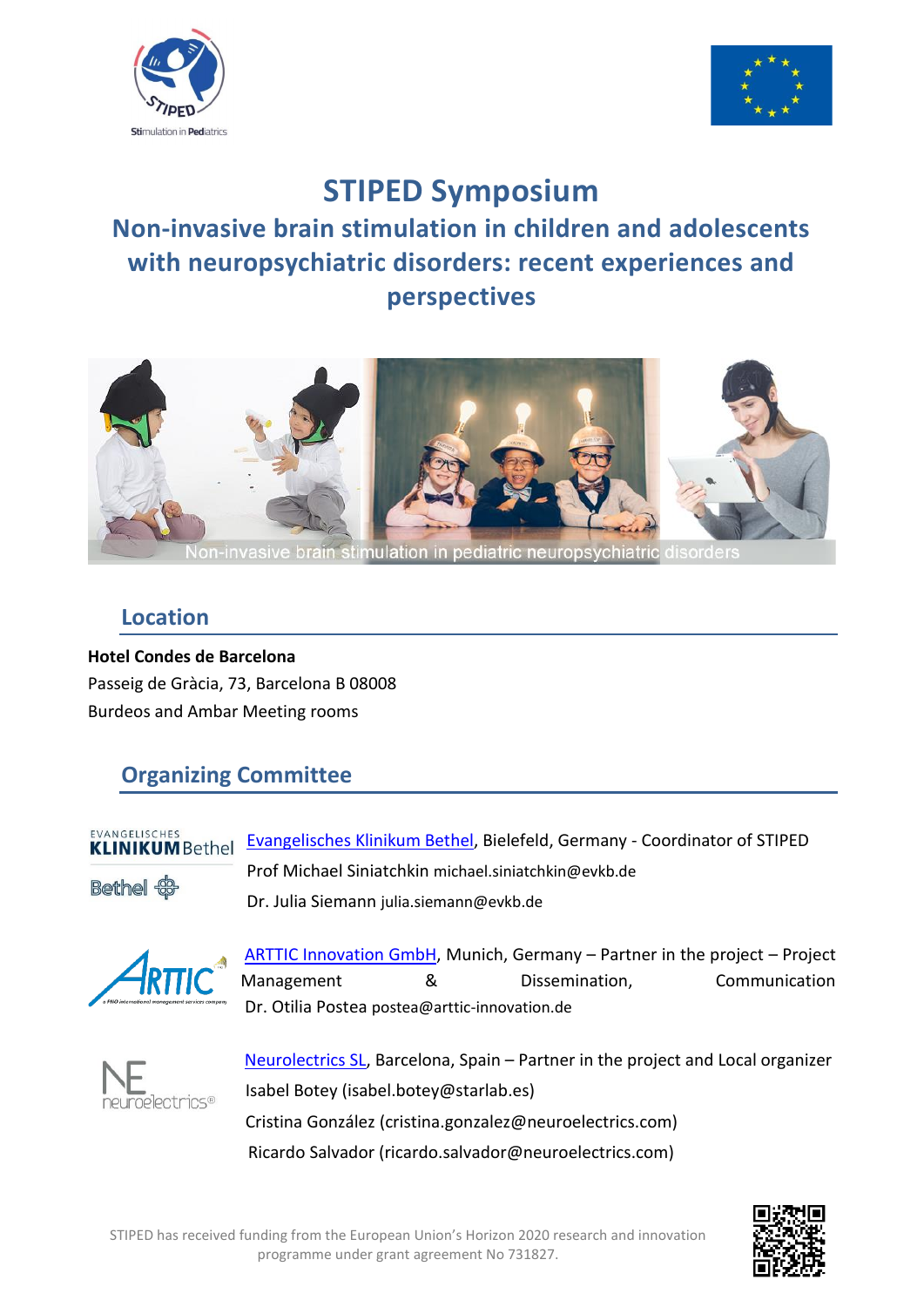# STIPED Symposium

## Non-invasive brain stimulation in children and adolescents with neuropsychiatric disorders: recent experiences and perspectives

Non-invasive brain stimulation in pediatric neuropsychiatric disorders

## Location

**Hotel Condes de Barcelona**

Passeig de Gràcia, 73, Barcelona B 08008

Burdeos and Ambar Meeting rooms

## Organizing Committee

Evangelisches Klinikum Bethel, Bielefeld, Germany - Coordinator of STIPED

Prof Michael Siniatchkin michael.siniatchkin@evkb.de

Dr. Julia Siemann julia.siemann@evkb.de

ARTTIC Innovation GmbH, Munich, Germany – Partner in the project – Project Management & Dissemination, Communication

Dr. Otilia Postea postea@arttic-innovation.de

Neurolectrics SL, Barcelona, Spain – Partner in the project and Local organizer

Isabel Botey (isabel.botey@starlab.es)

Cristina González (cristina.gonzalez@neuroelectrics.com)

Ricardo Salvador (ricardo.salvador@neuroelectrics.com)

STIPED has received funding from the European Union's Horizon 2020 research and innovation programme under grant agreement No 731827.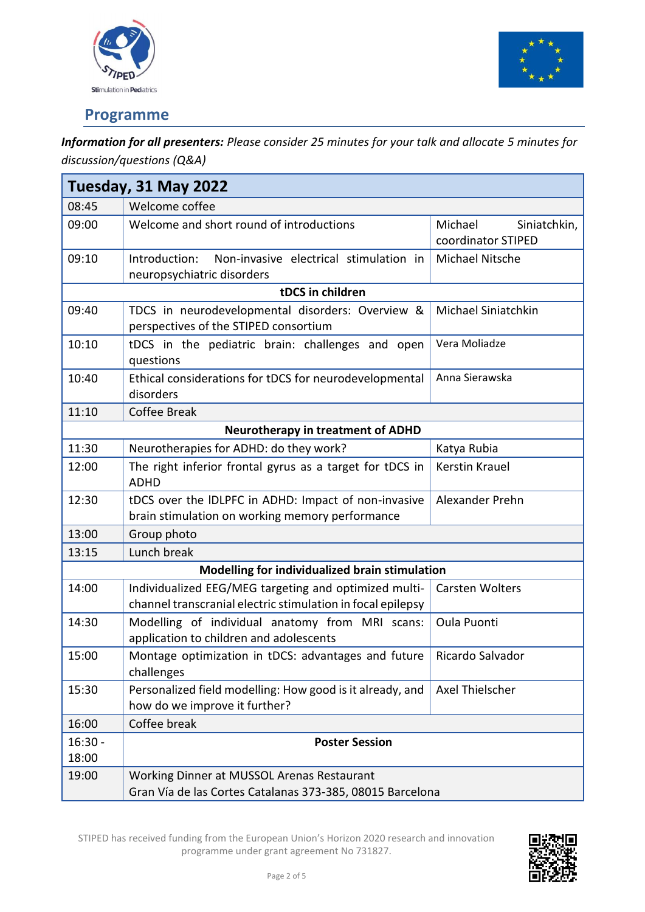## Programme

***Information for all presenters:*** *Please consider 25 minutes for your talk and allocate 5 minutes for discussion/questions (Q&A)*

| **Tuesday, 31 May 2022** | | |
|---|---|---|
| 08:45 | Welcome coffee | |
| 09:00 | Welcome and short round of introductions | Michael Siniatchkin, coordinator STIPED |
| 09:10 | Introduction: Non-invasive electrical stimulation in neuropsychiatric disorders | Michael Nitsche |
| | **tDCS in children** | |
| 09:40 | TDCS in neurodevelopmental disorders: Overview & perspectives of the STIPED consortium | Michael Siniatchkin |
| 10:10 | tDCS in the pediatric brain: challenges and open questions | Vera Moliadze |
| 10:40 | Ethical considerations for tDCS for neurodevelopmental disorders | Anna Sierawska |
| 11:10 | Coffee Break | |
| | **Neurotherapy in treatment of ADHD** | |
| 11:30 | Neurotherapies for ADHD: do they work? | Katya Rubia |
| 12:00 | The right inferior frontal gyrus as a target for tDCS in ADHD | Kerstin Krauel |
| 12:30 | tDCS over the lDLPFC in ADHD: Impact of non-invasive brain stimulation on working memory performance | Alexander Prehn |
| 13:00 | Group photo | |
| 13:15 | Lunch break | |
| | **Modelling for individualized brain stimulation** | |
| 14:00 | Individualized EEG/MEG targeting and optimized multi-channel transcranial electric stimulation in focal epilepsy | Carsten Wolters |
| 14:30 | Modelling of individual anatomy from MRI scans: application to children and adolescents | Oula Puonti |
| 15:00 | Montage optimization in tDCS: advantages and future challenges | Ricardo Salvador |
| 15:30 | Personalized field modelling: How good is it already, and how do we improve it further? | Axel Thielscher |
| 16:00 | Coffee break | |
| 16:30 - 18:00 | **Poster Session** | |
| 19:00 | Working Dinner at MUSSOL Arenas Restaurant<br>Gran Vía de las Cortes Catalanas 373-385, 08015 Barcelona | |

STIPED has received funding from the European Union's Horizon 2020 research and innovation programme under grant agreement No 731827.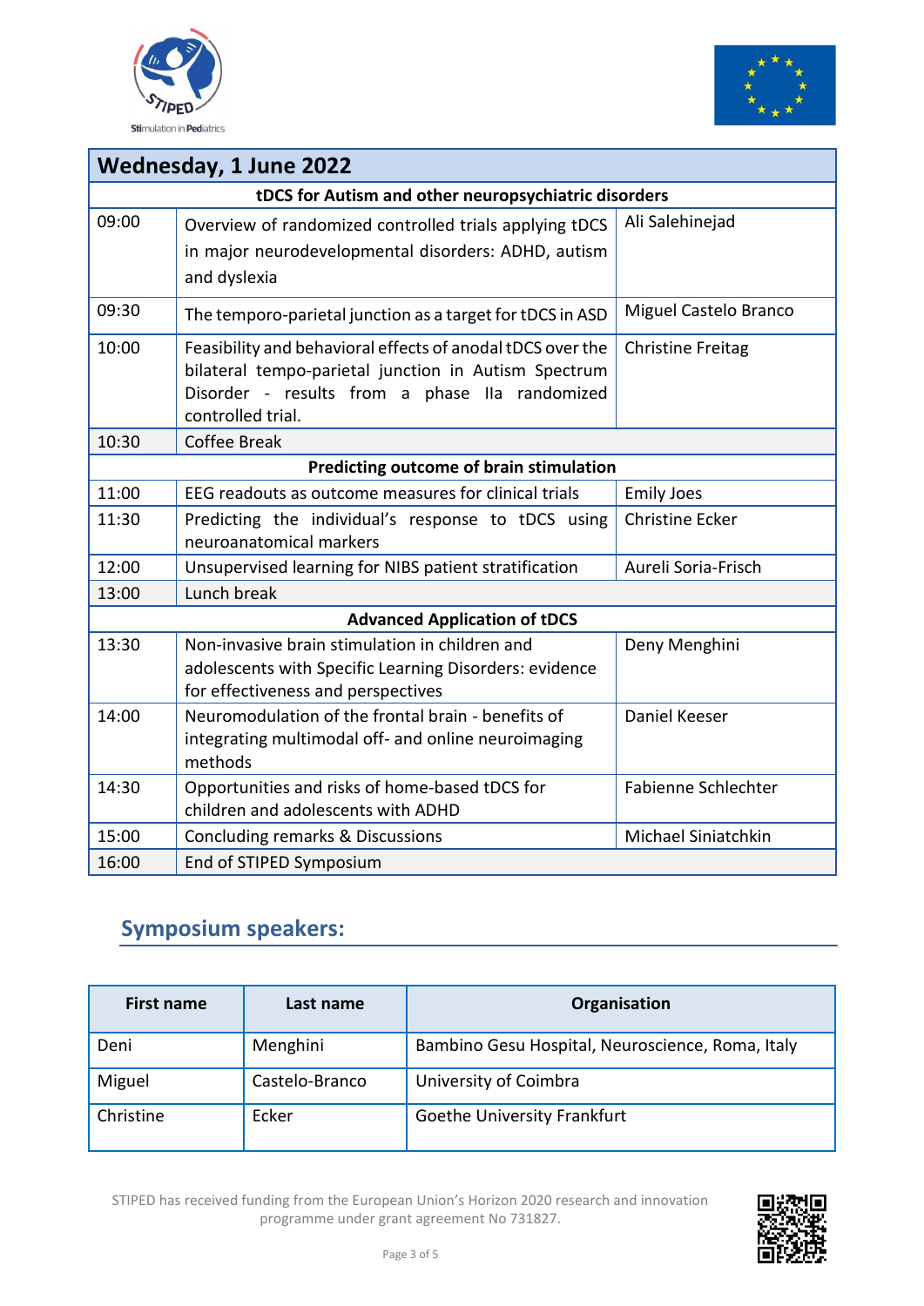| Wednesday, 1 June 2022 | | |
|---|---|---|
| **tDCS for Autism and other neuropsychiatric disorders** | | |
| 09:00 | Overview of randomized controlled trials applying tDCS in major neurodevelopmental disorders: ADHD, autism and dyslexia | Ali Salehinejad |
| 09:30 | The temporo-parietal junction as a target for tDCS in ASD | Miguel Castelo Branco |
| 10:00 | Feasibility and behavioral effects of anodal tDCS over the bilateral tempo-parietal junction in Autism Spectrum Disorder - results from a phase IIa randomized controlled trial. | Christine Freitag |
| 10:30 | Coffee Break | |
| **Predicting outcome of brain stimulation** | | |
| 11:00 | EEG readouts as outcome measures for clinical trials | Emily Joes |
| 11:30 | Predicting the individual's response to tDCS using neuroanatomical markers | Christine Ecker |
| 12:00 | Unsupervised learning for NIBS patient stratification | Aureli Soria-Frisch |
| 13:00 | Lunch break | |
| **Advanced Application of tDCS** | | |
| 13:30 | Non-invasive brain stimulation in children and adolescents with Specific Learning Disorders: evidence for effectiveness and perspectives | Deny Menghini |
| 14:00 | Neuromodulation of the frontal brain - benefits of integrating multimodal off- and online neuroimaging methods | Daniel Keeser |
| 14:30 | Opportunities and risks of home-based tDCS for children and adolescents with ADHD | Fabienne Schlechter |
| 15:00 | Concluding remarks & Discussions | Michael Siniatchkin |
| 16:00 | End of STIPED Symposium | |

## Symposium speakers:

| First name | Last name | Organisation |
|---|---|---|
| Deni | Menghini | Bambino Gesu Hospital, Neuroscience, Roma, Italy |
| Miguel | Castelo-Branco | University of Coimbra |
| Christine | Ecker | Goethe University Frankfurt |

STIPED has received funding from the European Union's Horizon 2020 research and innovation programme under grant agreement No 731827.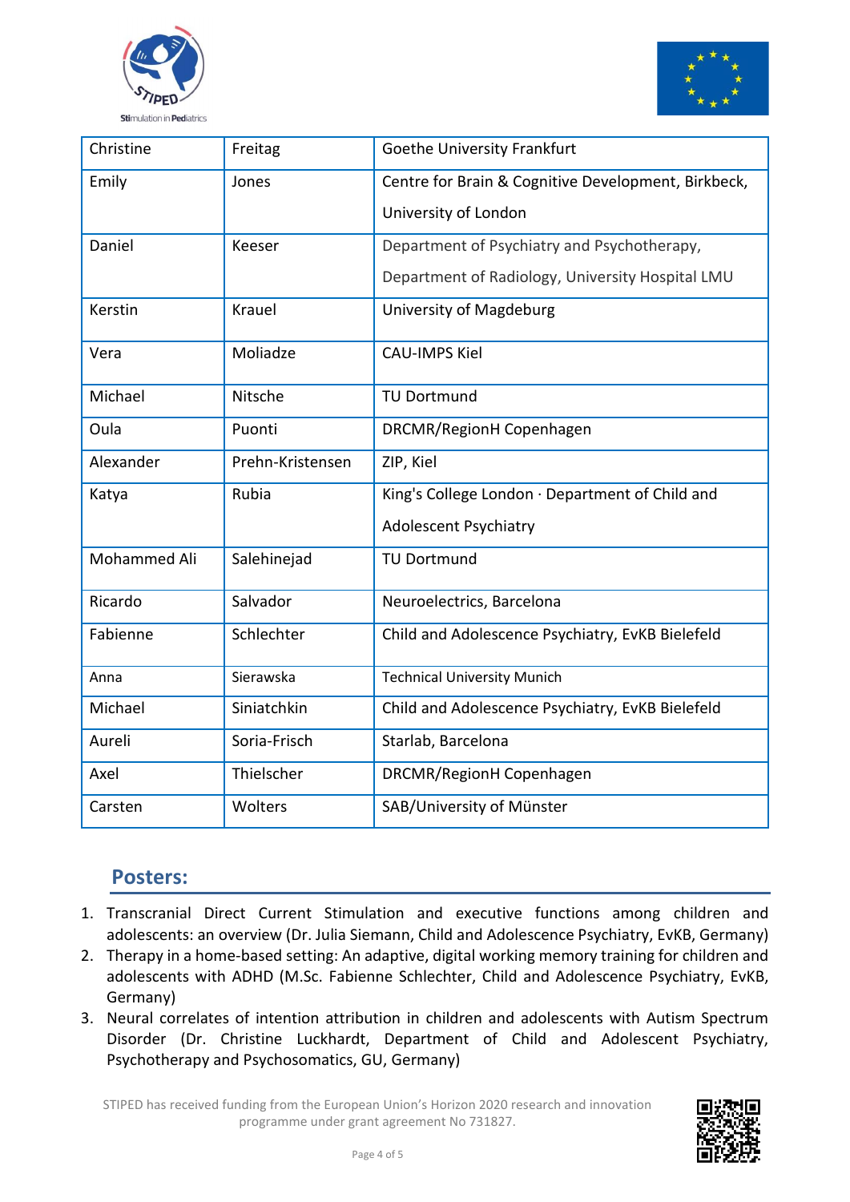| | | |
|---|---|---|
| Christine | Freitag | Goethe University Frankfurt |
| Emily | Jones | Centre for Brain & Cognitive Development, Birkbeck, University of London |
| Daniel | Keeser | Department of Psychiatry and Psychotherapy, Department of Radiology, University Hospital LMU |
| Kerstin | Krauel | University of Magdeburg |
| Vera | Moliadze | CAU-IMPS Kiel |
| Michael | Nitsche | TU Dortmund |
| Oula | Puonti | DRCMR/RegionH Copenhagen |
| Alexander | Prehn-Kristensen | ZIP, Kiel |
| Katya | Rubia | King's College London · Department of Child and Adolescent Psychiatry |
| Mohammed Ali | Salehinejad | TU Dortmund |
| Ricardo | Salvador | Neuroelectrics, Barcelona |
| Fabienne | Schlechter | Child and Adolescence Psychiatry, EvKB Bielefeld |
| Anna | Sierawska | Technical University Munich |
| Michael | Siniatchkin | Child and Adolescence Psychiatry, EvKB Bielefeld |
| Aureli | Soria-Frisch | Starlab, Barcelona |
| Axel | Thielscher | DRCMR/RegionH Copenhagen |
| Carsten | Wolters | SAB/University of Münster |

## Posters:

1. Transcranial Direct Current Stimulation and executive functions among children and adolescents: an overview (Dr. Julia Siemann, Child and Adolescence Psychiatry, EvKB, Germany)
2. Therapy in a home-based setting: An adaptive, digital working memory training for children and adolescents with ADHD (M.Sc. Fabienne Schlechter, Child and Adolescence Psychiatry, EvKB, Germany)
3. Neural correlates of intention attribution in children and adolescents with Autism Spectrum Disorder (Dr. Christine Luckhardt, Department of Child and Adolescent Psychiatry, Psychotherapy and Psychosomatics, GU, Germany)

STIPED has received funding from the European Union's Horizon 2020 research and innovation programme under grant agreement No 731827.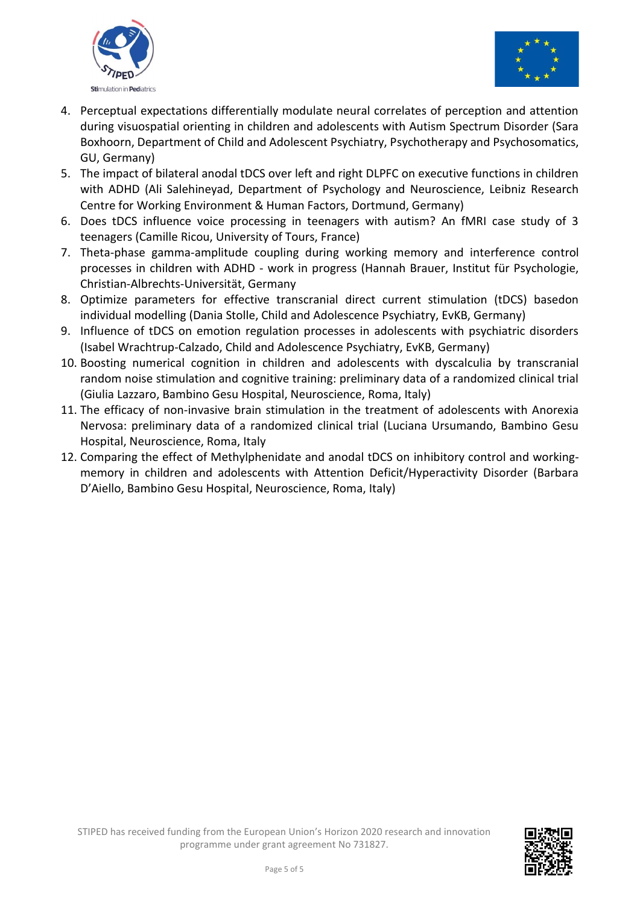4. Perceptual expectations differentially modulate neural correlates of perception and attention during visuospatial orienting in children and adolescents with Autism Spectrum Disorder (Sara Boxhoorn, Department of Child and Adolescent Psychiatry, Psychotherapy and Psychosomatics, GU, Germany)
5. The impact of bilateral anodal tDCS over left and right DLPFC on executive functions in children with ADHD (Ali Salehineyad, Department of Psychology and Neuroscience, Leibniz Research Centre for Working Environment & Human Factors, Dortmund, Germany)
6. Does tDCS influence voice processing in teenagers with autism? An fMRI case study of 3 teenagers (Camille Ricou, University of Tours, France)
7. Theta-phase gamma-amplitude coupling during working memory and interference control processes in children with ADHD - work in progress (Hannah Brauer, Institut für Psychologie, Christian-Albrechts-Universität, Germany
8. Optimize parameters for effective transcranial direct current stimulation (tDCS) basedon individual modelling (Dania Stolle, Child and Adolescence Psychiatry, EvKB, Germany)
9. Influence of tDCS on emotion regulation processes in adolescents with psychiatric disorders (Isabel Wrachtrup-Calzado, Child and Adolescence Psychiatry, EvKB, Germany)
10. Boosting numerical cognition in children and adolescents with dyscalculia by transcranial random noise stimulation and cognitive training: preliminary data of a randomized clinical trial (Giulia Lazzaro, Bambino Gesu Hospital, Neuroscience, Roma, Italy)
11. The efficacy of non-invasive brain stimulation in the treatment of adolescents with Anorexia Nervosa: preliminary data of a randomized clinical trial (Luciana Ursumando, Bambino Gesu Hospital, Neuroscience, Roma, Italy
12. Comparing the effect of Methylphenidate and anodal tDCS on inhibitory control and working-memory in children and adolescents with Attention Deficit/Hyperactivity Disorder (Barbara D'Aiello, Bambino Gesu Hospital, Neuroscience, Roma, Italy)

STIPED has received funding from the European Union's Horizon 2020 research and innovation programme under grant agreement No 731827.